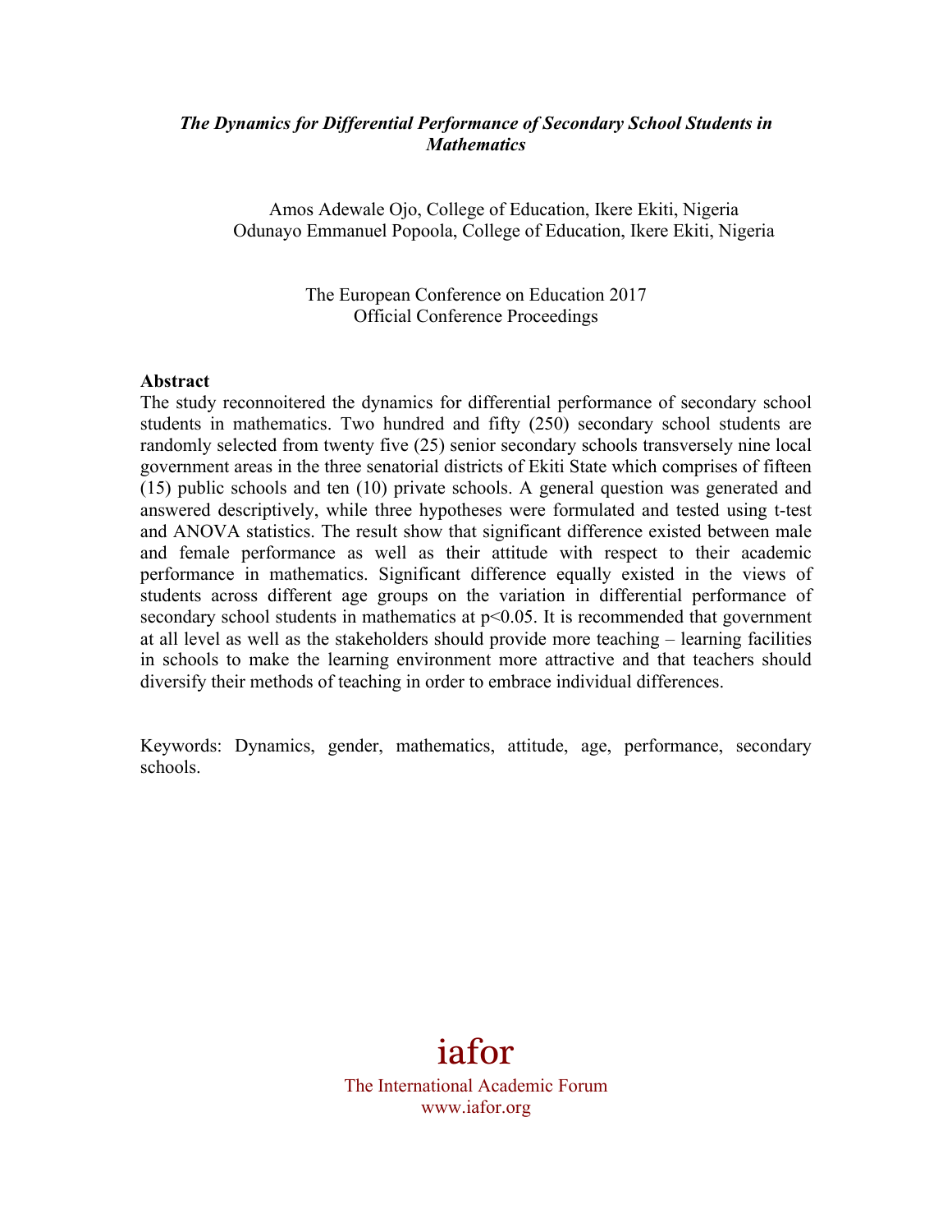***The Dynamics for Differential Performance of Secondary School Students in Mathematics***

Amos Adewale Ojo, College of Education, Ikere Ekiti, Nigeria
Odunayo Emmanuel Popoola, College of Education, Ikere Ekiti, Nigeria

The European Conference on Education 2017
Official Conference Proceedings

**Abstract**

The study reconnoitered the dynamics for differential performance of secondary school students in mathematics. Two hundred and fifty (250) secondary school students are randomly selected from twenty five (25) senior secondary schools transversely nine local government areas in the three senatorial districts of Ekiti State which comprises of fifteen (15) public schools and ten (10) private schools. A general question was generated and answered descriptively, while three hypotheses were formulated and tested using t-test and ANOVA statistics. The result show that significant difference existed between male and female performance as well as their attitude with respect to their academic performance in mathematics. Significant difference equally existed in the views of students across different age groups on the variation in differential performance of secondary school students in mathematics at $p<0.05$. It is recommended that government at all level as well as the stakeholders should provide more teaching – learning facilities in schools to make the learning environment more attractive and that teachers should diversify their methods of teaching in order to embrace individual differences.

Keywords: Dynamics, gender, mathematics, attitude, age, performance, secondary schools.

iafor
The International Academic Forum
www.iafor.org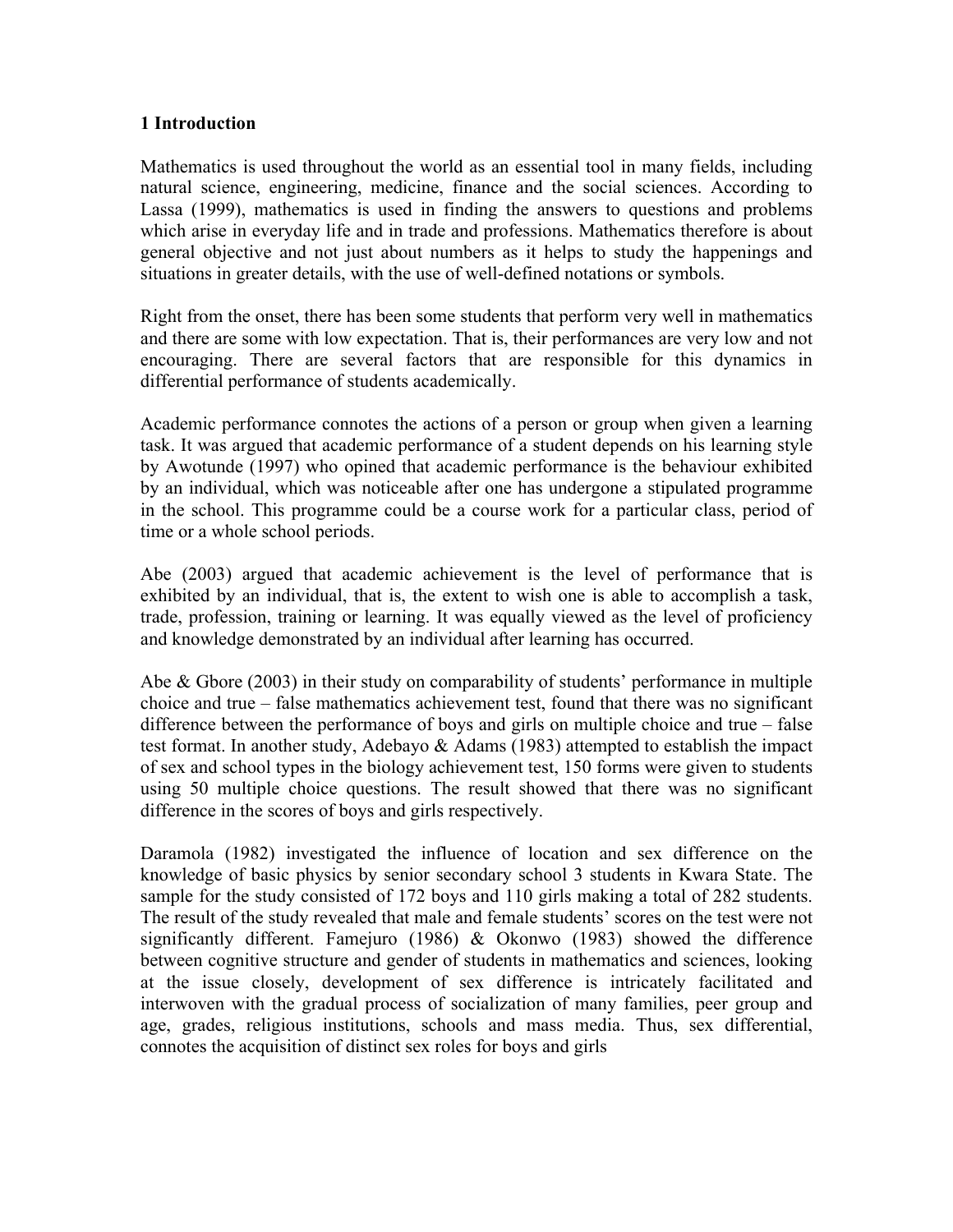## 1 Introduction

Mathematics is used throughout the world as an essential tool in many fields, including natural science, engineering, medicine, finance and the social sciences. According to Lassa (1999), mathematics is used in finding the answers to questions and problems which arise in everyday life and in trade and professions. Mathematics therefore is about general objective and not just about numbers as it helps to study the happenings and situations in greater details, with the use of well-defined notations or symbols.

Right from the onset, there has been some students that perform very well in mathematics and there are some with low expectation. That is, their performances are very low and not encouraging. There are several factors that are responsible for this dynamics in differential performance of students academically.

Academic performance connotes the actions of a person or group when given a learning task. It was argued that academic performance of a student depends on his learning style by Awotunde (1997) who opined that academic performance is the behaviour exhibited by an individual, which was noticeable after one has undergone a stipulated programme in the school. This programme could be a course work for a particular class, period of time or a whole school periods.

Abe (2003) argued that academic achievement is the level of performance that is exhibited by an individual, that is, the extent to wish one is able to accomplish a task, trade, profession, training or learning. It was equally viewed as the level of proficiency and knowledge demonstrated by an individual after learning has occurred.

Abe & Gbore (2003) in their study on comparability of students' performance in multiple choice and true – false mathematics achievement test, found that there was no significant difference between the performance of boys and girls on multiple choice and true – false test format. In another study, Adebayo & Adams (1983) attempted to establish the impact of sex and school types in the biology achievement test, 150 forms were given to students using 50 multiple choice questions. The result showed that there was no significant difference in the scores of boys and girls respectively.

Daramola (1982) investigated the influence of location and sex difference on the knowledge of basic physics by senior secondary school 3 students in Kwara State. The sample for the study consisted of 172 boys and 110 girls making a total of 282 students. The result of the study revealed that male and female students' scores on the test were not significantly different. Famejuro (1986) & Okonwo (1983) showed the difference between cognitive structure and gender of students in mathematics and sciences, looking at the issue closely, development of sex difference is intricately facilitated and interwoven with the gradual process of socialization of many families, peer group and age, grades, religious institutions, schools and mass media. Thus, sex differential, connotes the acquisition of distinct sex roles for boys and girls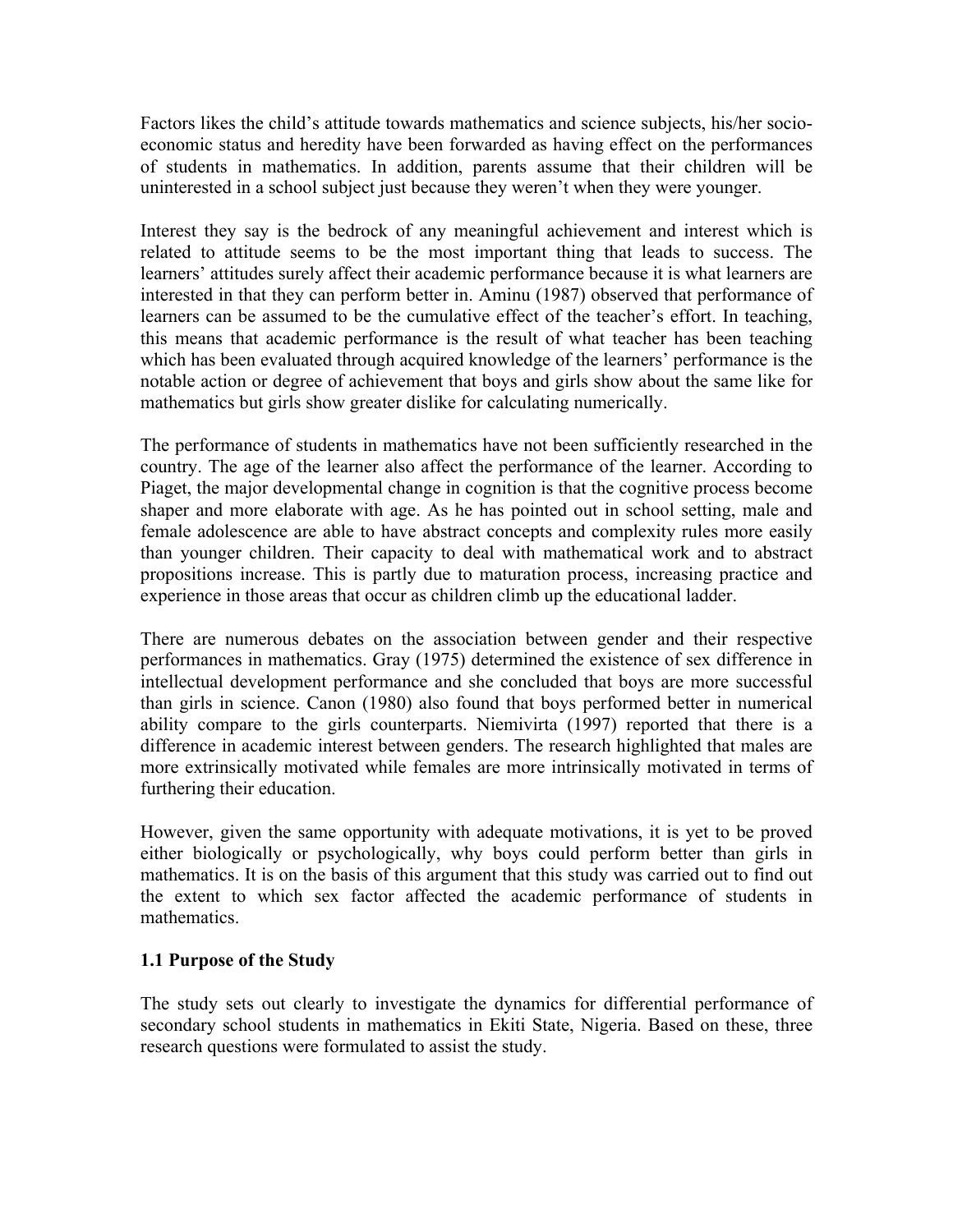Factors likes the child's attitude towards mathematics and science subjects, his/her socio-economic status and heredity have been forwarded as having effect on the performances of students in mathematics. In addition, parents assume that their children will be uninterested in a school subject just because they weren't when they were younger.

Interest they say is the bedrock of any meaningful achievement and interest which is related to attitude seems to be the most important thing that leads to success. The learners' attitudes surely affect their academic performance because it is what learners are interested in that they can perform better in. Aminu (1987) observed that performance of learners can be assumed to be the cumulative effect of the teacher's effort. In teaching, this means that academic performance is the result of what teacher has been teaching which has been evaluated through acquired knowledge of the learners' performance is the notable action or degree of achievement that boys and girls show about the same like for mathematics but girls show greater dislike for calculating numerically.

The performance of students in mathematics have not been sufficiently researched in the country. The age of the learner also affect the performance of the learner. According to Piaget, the major developmental change in cognition is that the cognitive process become shaper and more elaborate with age. As he has pointed out in school setting, male and female adolescence are able to have abstract concepts and complexity rules more easily than younger children. Their capacity to deal with mathematical work and to abstract propositions increase. This is partly due to maturation process, increasing practice and experience in those areas that occur as children climb up the educational ladder.

There are numerous debates on the association between gender and their respective performances in mathematics. Gray (1975) determined the existence of sex difference in intellectual development performance and she concluded that boys are more successful than girls in science. Canon (1980) also found that boys performed better in numerical ability compare to the girls counterparts. Niemivirta (1997) reported that there is a difference in academic interest between genders. The research highlighted that males are more extrinsically motivated while females are more intrinsically motivated in terms of furthering their education.

However, given the same opportunity with adequate motivations, it is yet to be proved either biologically or psychologically, why boys could perform better than girls in mathematics. It is on the basis of this argument that this study was carried out to find out the extent to which sex factor affected the academic performance of students in mathematics.

### 1.1 Purpose of the Study

The study sets out clearly to investigate the dynamics for differential performance of secondary school students in mathematics in Ekiti State, Nigeria. Based on these, three research questions were formulated to assist the study.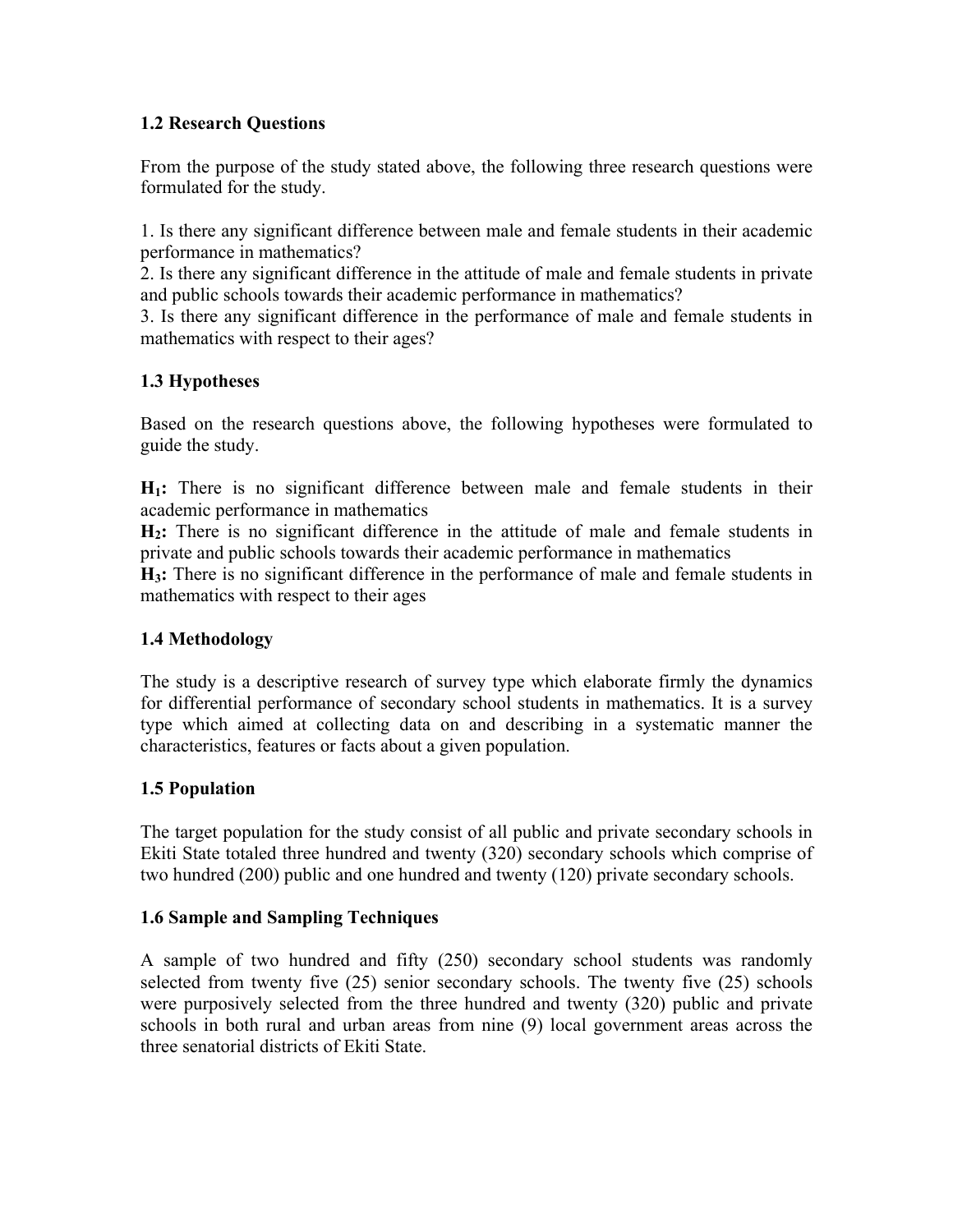### 1.2 Research Questions

From the purpose of the study stated above, the following three research questions were formulated for the study.

1. Is there any significant difference between male and female students in their academic performance in mathematics?
2. Is there any significant difference in the attitude of male and female students in private and public schools towards their academic performance in mathematics?
3. Is there any significant difference in the performance of male and female students in mathematics with respect to their ages?

### 1.3 Hypotheses

Based on the research questions above, the following hypotheses were formulated to guide the study.

**$H_1$:** There is no significant difference between male and female students in their academic performance in mathematics
**$H_2$:** There is no significant difference in the attitude of male and female students in private and public schools towards their academic performance in mathematics
**$H_3$:** There is no significant difference in the performance of male and female students in mathematics with respect to their ages

### 1.4 Methodology

The study is a descriptive research of survey type which elaborate firmly the dynamics for differential performance of secondary school students in mathematics. It is a survey type which aimed at collecting data on and describing in a systematic manner the characteristics, features or facts about a given population.

### 1.5 Population

The target population for the study consist of all public and private secondary schools in Ekiti State totaled three hundred and twenty (320) secondary schools which comprise of two hundred (200) public and one hundred and twenty (120) private secondary schools.

### 1.6 Sample and Sampling Techniques

A sample of two hundred and fifty (250) secondary school students was randomly selected from twenty five (25) senior secondary schools. The twenty five (25) schools were purposively selected from the three hundred and twenty (320) public and private schools in both rural and urban areas from nine (9) local government areas across the three senatorial districts of Ekiti State.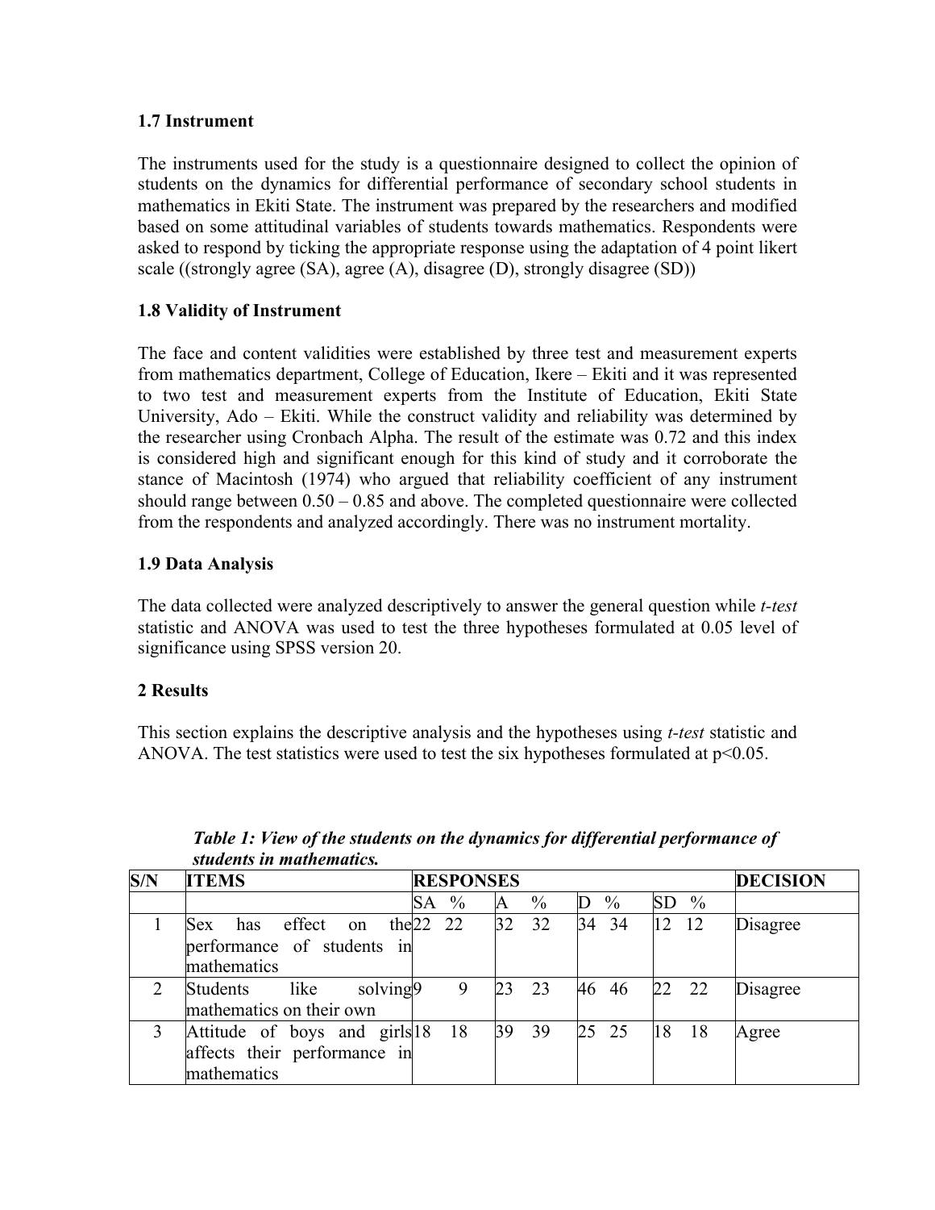### 1.7 Instrument

The instruments used for the study is a questionnaire designed to collect the opinion of students on the dynamics for differential performance of secondary school students in mathematics in Ekiti State. The instrument was prepared by the researchers and modified based on some attitudinal variables of students towards mathematics. Respondents were asked to respond by ticking the appropriate response using the adaptation of 4 point likert scale ((strongly agree (SA), agree (A), disagree (D), strongly disagree (SD))

### 1.8 Validity of Instrument

The face and content validities were established by three test and measurement experts from mathematics department, College of Education, Ikere – Ekiti and it was represented to two test and measurement experts from the Institute of Education, Ekiti State University, Ado – Ekiti. While the construct validity and reliability was determined by the researcher using Cronbach Alpha. The result of the estimate was 0.72 and this index is considered high and significant enough for this kind of study and it corroborate the stance of Macintosh (1974) who argued that reliability coefficient of any instrument should range between 0.50 – 0.85 and above. The completed questionnaire were collected from the respondents and analyzed accordingly. There was no instrument mortality.

### 1.9 Data Analysis

The data collected were analyzed descriptively to answer the general question while *t-test* statistic and ANOVA was used to test the three hypotheses formulated at 0.05 level of significance using SPSS version 20.

## 2 Results

This section explains the descriptive analysis and the hypotheses using *t-test* statistic and ANOVA. The test statistics were used to test the six hypotheses formulated at $p<0.05$.

***Table 1: View of the students on the dynamics for differential performance of students in mathematics.***

| S/N | ITEMS | RESPONSES | | | | | | | | DECISION |
|---|---|---|---|---|---|---|---|---|---|---|
| | | SA | % | A | % | D | % | SD | % | |
| 1 | Sex has effect on the performance of students in mathematics | 22 | 22 | 32 | 32 | 34 | 34 | 12 | 12 | Disagree |
| 2 | Students like solving mathematics on their own | 9 | 9 | 23 | 23 | 46 | 46 | 22 | 22 | Disagree |
| 3 | Attitude of boys and girls affects their performance in mathematics | 18 | 18 | 39 | 39 | 25 | 25 | 18 | 18 | Agree |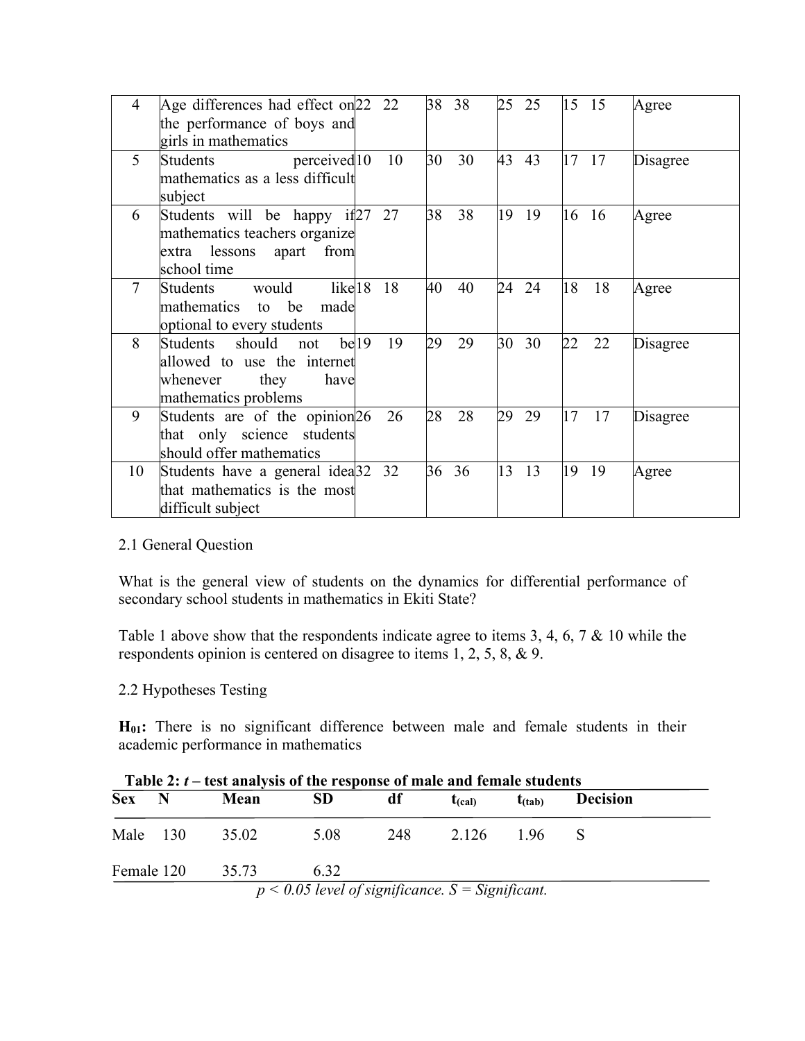| 4 | Age differences had effect on the performance of boys and girls in mathematics | 22 | 22 | 38 | 38 | 25 | 25 | 15 | 15 | Agree |
|---|---|---|---|---|---|---|---|---|---|---|
| 5 | Students perceived mathematics as a less difficult subject | 10 | 10 | 30 | 30 | 43 | 43 | 17 | 17 | Disagree |
| 6 | Students will be happy if mathematics teachers organize extra lessons apart from school time | 27 | 27 | 38 | 38 | 19 | 19 | 16 | 16 | Agree |
| 7 | Students would like mathematics to be made optional to every students | 18 | 18 | 40 | 40 | 24 | 24 | 18 | 18 | Agree |
| 8 | Students should not be allowed to use the internet whenever they have mathematics problems | 19 | 19 | 29 | 29 | 30 | 30 | 22 | 22 | Disagree |
| 9 | Students are of the opinion that only science students should offer mathematics | 26 | 26 | 28 | 28 | 29 | 29 | 17 | 17 | Disagree |
| 10 | Students have a general idea that mathematics is the most difficult subject | 32 | 32 | 36 | 36 | 13 | 13 | 19 | 19 | Agree |

2.1 General Question

What is the general view of students on the dynamics for differential performance of secondary school students in mathematics in Ekiti State?

Table 1 above show that the respondents indicate agree to items 3, 4, 6, 7 & 10 while the respondents opinion is centered on disagree to items 1, 2, 5, 8, & 9.

2.2 Hypotheses Testing

**$H_{01}$:** There is no significant difference between male and female students in their academic performance in mathematics

**Table 2: *t* – test analysis of the response of male and female students**

| Sex | N | Mean | SD | df | $t_{(cal)}$ | $t_{(tab)}$ | Decision |
|---|---|---|---|---|---|---|---|
| Male | 130 | 35.02 | 5.08 | 248 | 2.126 | 1.96 | S |
| Female | 120 | 35.73 | 6.32 | | | | |

*$p < 0.05$ level of significance. S = Significant.*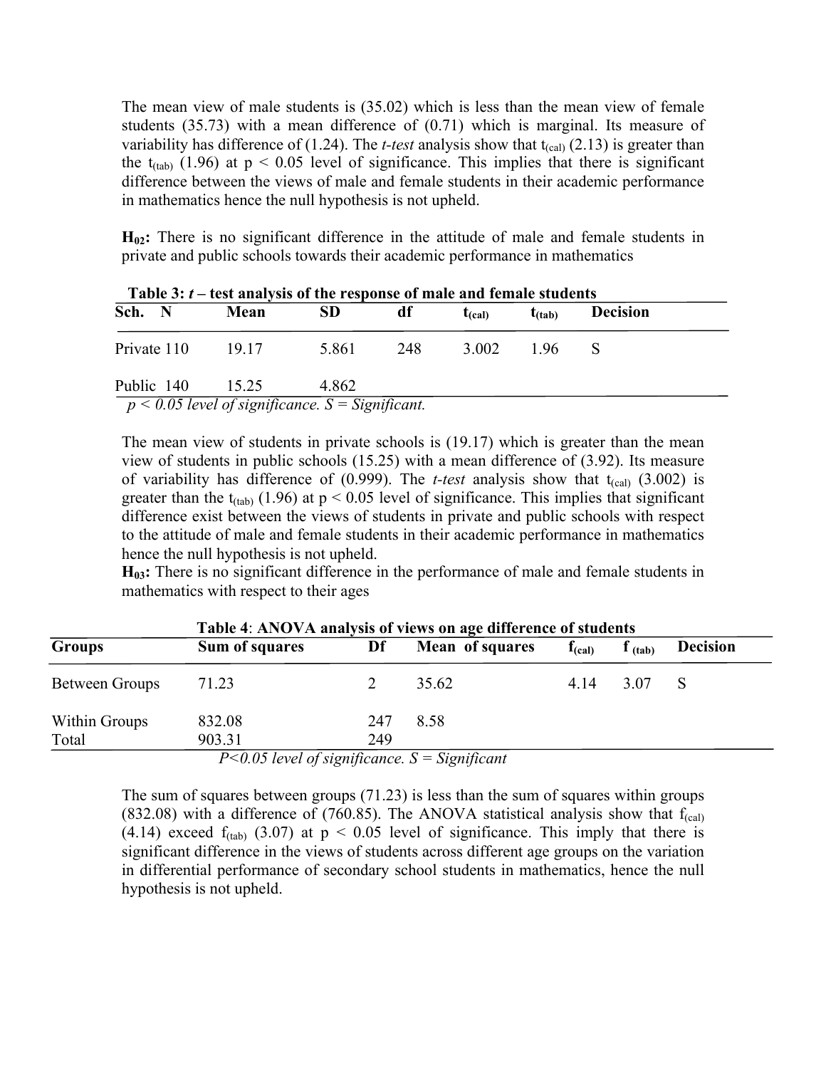The mean view of male students is (35.02) which is less than the mean view of female students (35.73) with a mean difference of (0.71) which is marginal. Its measure of variability has difference of (1.24). The *t-test* analysis show that $t_{(cal)}$ (2.13) is greater than the $t_{(tab)}$ (1.96) at $p < 0.05$ level of significance. This implies that there is significant difference between the views of male and female students in their academic performance in mathematics hence the null hypothesis is not upheld.

**$H_{02}$:** There is no significant difference in the attitude of male and female students in private and public schools towards their academic performance in mathematics

**Table 3: *t* – test analysis of the response of male and female students**

| Sch. | N | Mean | SD | df | $t_{(cal)}$ | $t_{(tab)}$ | Decision |
|---|---|---|---|---|---|---|---|
| Private | 110 | 19.17 | 5.861 | 248 | 3.002 | 1.96 | S |
| Public | 140 | 15.25 | 4.862 | | | | |

*$p < 0.05$ level of significance. S = Significant.*

The mean view of students in private schools is (19.17) which is greater than the mean view of students in public schools (15.25) with a mean difference of (3.92). Its measure of variability has difference of (0.999). The *t-test* analysis show that $t_{(cal)}$ (3.002) is greater than the $t_{(tab)}$ (1.96) at $p < 0.05$ level of significance. This implies that significant difference exist between the views of students in private and public schools with respect to the attitude of male and female students in their academic performance in mathematics hence the null hypothesis is not upheld.

**$H_{03}$:** There is no significant difference in the performance of male and female students in mathematics with respect to their ages

**Table 4**: **ANOVA analysis of views on age difference of students**

| Groups | Sum of squares | Df | Mean of squares | $f_{(cal)}$ | $f_{(tab)}$ | Decision |
|---|---|---|---|---|---|---|
| Between Groups | 71.23 | 2 | 35.62 | 4.14 | 3.07 | S |
| Within Groups | 832.08 | 247 | 8.58 | | | |
| Total | 903.31 | 249 | | | | |

*$P<0.05$ level of significance. S = Significant*

The sum of squares between groups (71.23) is less than the sum of squares within groups (832.08) with a difference of (760.85). The ANOVA statistical analysis show that $f_{(cal)}$ (4.14) exceed $f_{(tab)}$ (3.07) at $p < 0.05$ level of significance. This imply that there is significant difference in the views of students across different age groups on the variation in differential performance of secondary school students in mathematics, hence the null hypothesis is not upheld.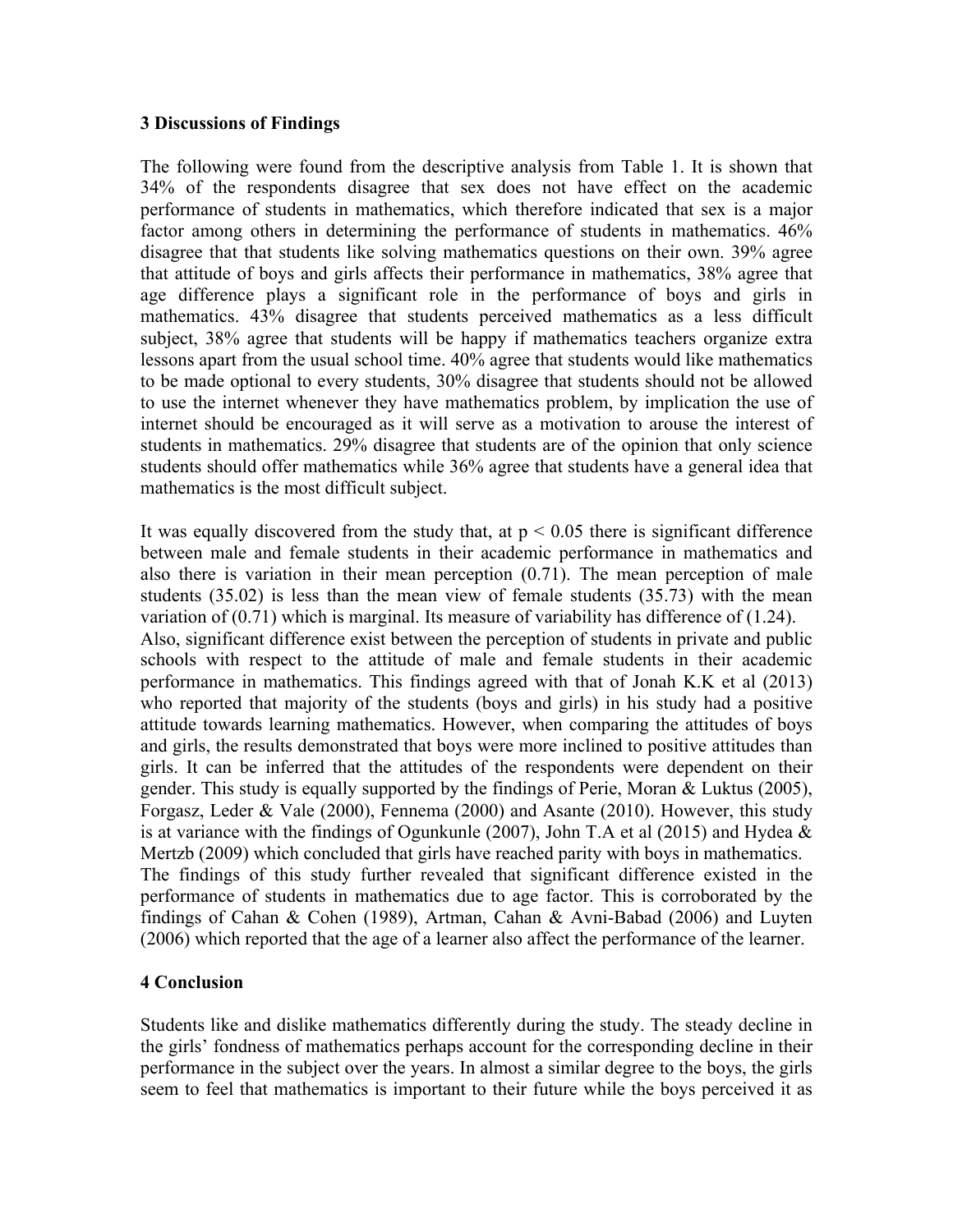## 3 Discussions of Findings

The following were found from the descriptive analysis from Table 1. It is shown that 34% of the respondents disagree that sex does not have effect on the academic performance of students in mathematics, which therefore indicated that sex is a major factor among others in determining the performance of students in mathematics. 46% disagree that that students like solving mathematics questions on their own. 39% agree that attitude of boys and girls affects their performance in mathematics, 38% agree that age difference plays a significant role in the performance of boys and girls in mathematics. 43% disagree that students perceived mathematics as a less difficult subject, 38% agree that students will be happy if mathematics teachers organize extra lessons apart from the usual school time. 40% agree that students would like mathematics to be made optional to every students, 30% disagree that students should not be allowed to use the internet whenever they have mathematics problem, by implication the use of internet should be encouraged as it will serve as a motivation to arouse the interest of students in mathematics. 29% disagree that students are of the opinion that only science students should offer mathematics while 36% agree that students have a general idea that mathematics is the most difficult subject.

It was equally discovered from the study that, at $p < 0.05$ there is significant difference between male and female students in their academic performance in mathematics and also there is variation in their mean perception (0.71). The mean perception of male students (35.02) is less than the mean view of female students (35.73) with the mean variation of (0.71) which is marginal. Its measure of variability has difference of (1.24).
Also, significant difference exist between the perception of students in private and public schools with respect to the attitude of male and female students in their academic performance in mathematics. This findings agreed with that of Jonah K.K et al (2013) who reported that majority of the students (boys and girls) in his study had a positive attitude towards learning mathematics. However, when comparing the attitudes of boys and girls, the results demonstrated that boys were more inclined to positive attitudes than girls. It can be inferred that the attitudes of the respondents were dependent on their gender. This study is equally supported by the findings of Perie, Moran & Luktus (2005), Forgasz, Leder & Vale (2000), Fennema (2000) and Asante (2010). However, this study is at variance with the findings of Ogunkunle (2007), John T.A et al (2015) and Hydea & Mertzb (2009) which concluded that girls have reached parity with boys in mathematics.
The findings of this study further revealed that significant difference existed in the performance of students in mathematics due to age factor. This is corroborated by the findings of Cahan & Cohen (1989), Artman, Cahan & Avni-Babad (2006) and Luyten (2006) which reported that the age of a learner also affect the performance of the learner.

## 4 Conclusion

Students like and dislike mathematics differently during the study. The steady decline in the girls' fondness of mathematics perhaps account for the corresponding decline in their performance in the subject over the years. In almost a similar degree to the boys, the girls seem to feel that mathematics is important to their future while the boys perceived it as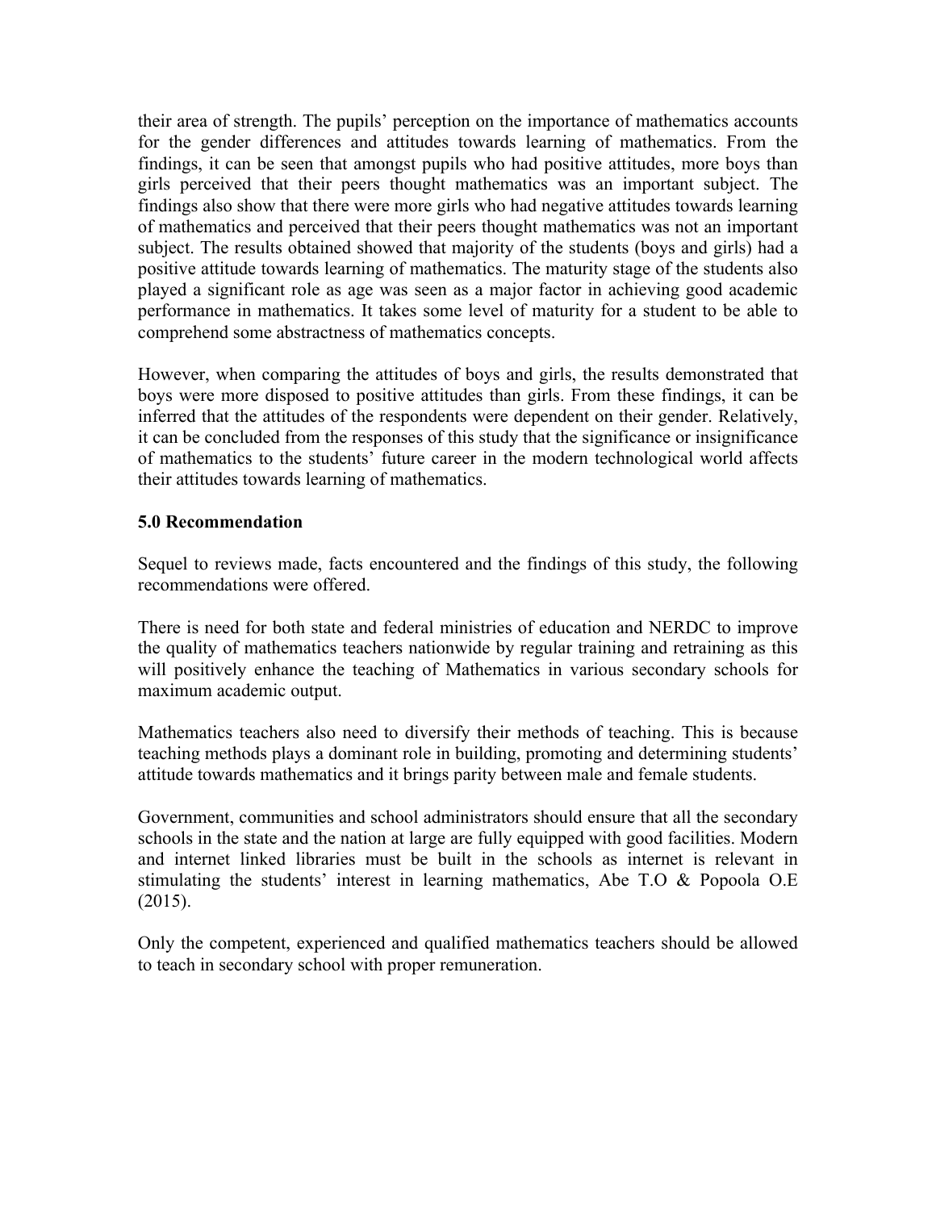their area of strength. The pupils' perception on the importance of mathematics accounts for the gender differences and attitudes towards learning of mathematics. From the findings, it can be seen that amongst pupils who had positive attitudes, more boys than girls perceived that their peers thought mathematics was an important subject. The findings also show that there were more girls who had negative attitudes towards learning of mathematics and perceived that their peers thought mathematics was not an important subject. The results obtained showed that majority of the students (boys and girls) had a positive attitude towards learning of mathematics. The maturity stage of the students also played a significant role as age was seen as a major factor in achieving good academic performance in mathematics. It takes some level of maturity for a student to be able to comprehend some abstractness of mathematics concepts.

However, when comparing the attitudes of boys and girls, the results demonstrated that boys were more disposed to positive attitudes than girls. From these findings, it can be inferred that the attitudes of the respondents were dependent on their gender. Relatively, it can be concluded from the responses of this study that the significance or insignificance of mathematics to the students' future career in the modern technological world affects their attitudes towards learning of mathematics.

## 5.0 Recommendation

Sequel to reviews made, facts encountered and the findings of this study, the following recommendations were offered.

There is need for both state and federal ministries of education and NERDC to improve the quality of mathematics teachers nationwide by regular training and retraining as this will positively enhance the teaching of Mathematics in various secondary schools for maximum academic output.

Mathematics teachers also need to diversify their methods of teaching. This is because teaching methods plays a dominant role in building, promoting and determining students' attitude towards mathematics and it brings parity between male and female students.

Government, communities and school administrators should ensure that all the secondary schools in the state and the nation at large are fully equipped with good facilities. Modern and internet linked libraries must be built in the schools as internet is relevant in stimulating the students' interest in learning mathematics, Abe T.O & Popoola O.E (2015).

Only the competent, experienced and qualified mathematics teachers should be allowed to teach in secondary school with proper remuneration.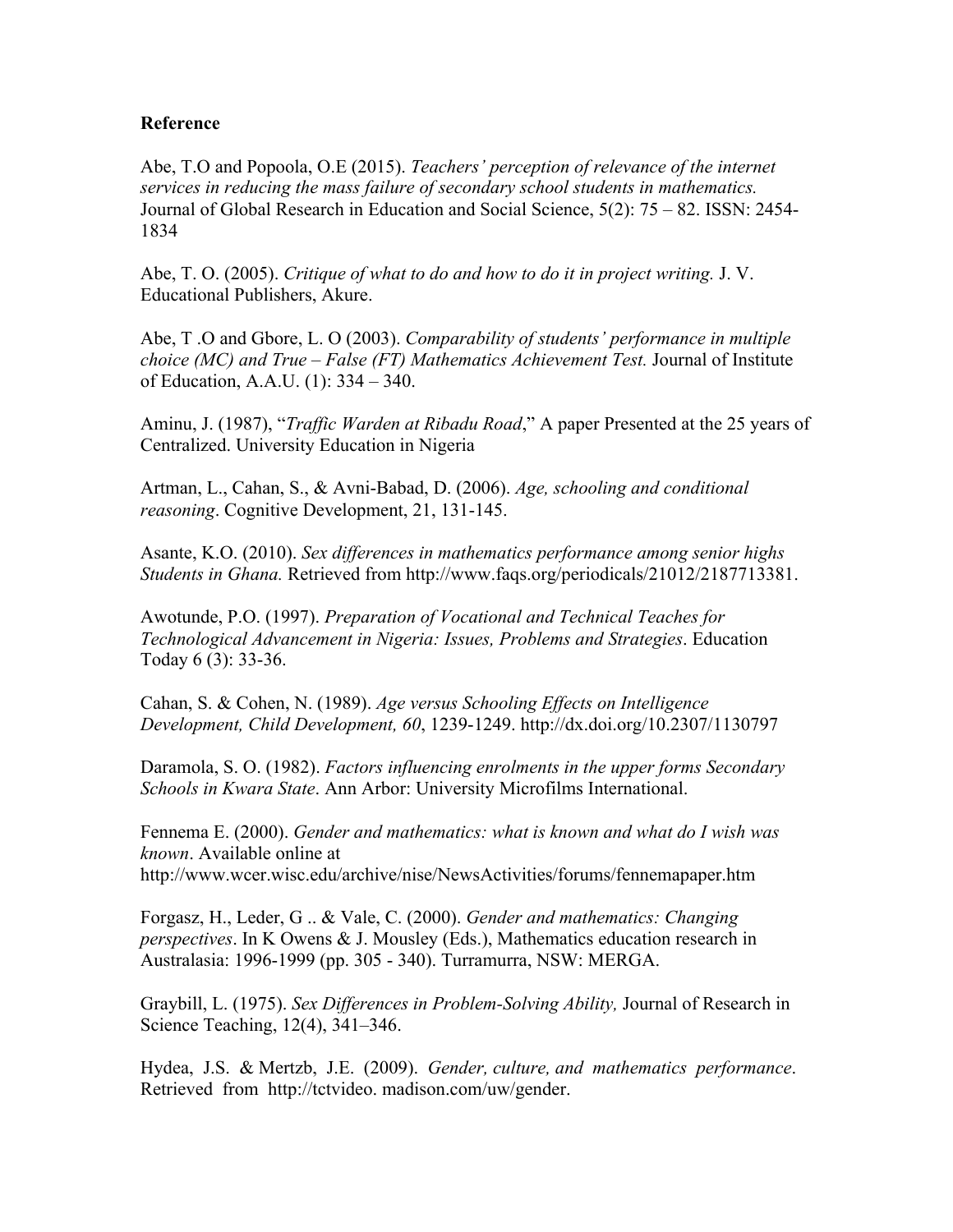**Reference**

Abe, T.O and Popoola, O.E (2015). *Teachers' perception of relevance of the internet services in reducing the mass failure of secondary school students in mathematics.* Journal of Global Research in Education and Social Science, 5(2): 75 – 82. ISSN: 2454-1834

Abe, T. O. (2005). *Critique of what to do and how to do it in project writing.* J. V. Educational Publishers, Akure.

Abe, T .O and Gbore, L. O (2003). *Comparability of students' performance in multiple choice (MC) and True – False (FT) Mathematics Achievement Test.* Journal of Institute of Education, A.A.U. (1): 334 – 340.

Aminu, J. (1987), "*Traffic Warden at Ribadu Road*," A paper Presented at the 25 years of Centralized. University Education in Nigeria

Artman, L., Cahan, S., & Avni-Babad, D. (2006). *Age, schooling and conditional reasoning*. Cognitive Development, 21, 131-145.

Asante, K.O. (2010). *Sex differences in mathematics performance among senior highs Students in Ghana.* Retrieved from http://www.faqs.org/periodicals/21012/2187713381.

Awotunde, P.O. (1997). *Preparation of Vocational and Technical Teaches for Technological Advancement in Nigeria: Issues, Problems and Strategies*. Education Today 6 (3): 33-36.

Cahan, S. & Cohen, N. (1989). *Age versus Schooling Effects on Intelligence Development, Child Development, 60*, 1239-1249. http://dx.doi.org/10.2307/1130797

Daramola, S. O. (1982). *Factors influencing enrolments in the upper forms Secondary Schools in Kwara State*. Ann Arbor: University Microfilms International.

Fennema E. (2000). *Gender and mathematics: what is known and what do I wish was known*. Available online at http://www.wcer.wisc.edu/archive/nise/NewsActivities/forums/fennemapaper.htm

Forgasz, H., Leder, G .. & Vale, C. (2000). *Gender and mathematics: Changing perspectives*. In K Owens & J. Mousley (Eds.), Mathematics education research in Australasia: 1996-1999 (pp. 305 - 340). Turramurra, NSW: MERGA.

Graybill, L. (1975). *Sex Differences in Problem-Solving Ability,* Journal of Research in Science Teaching, 12(4), 341–346.

Hydea, J.S. & Mertzb, J.E. (2009). *Gender, culture, and mathematics performance*. Retrieved from http://tctvideo. madison.com/uw/gender.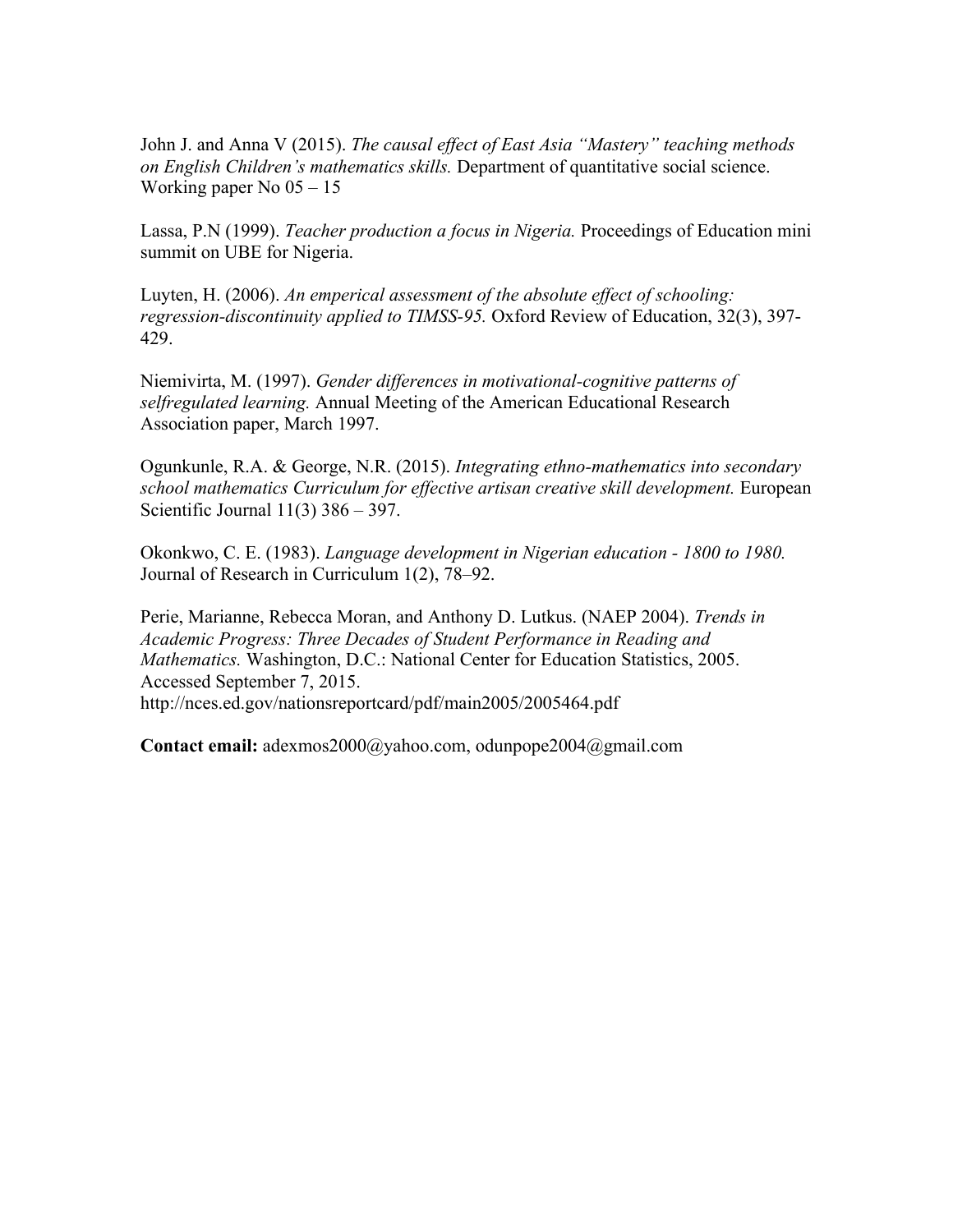John J. and Anna V (2015). *The causal effect of East Asia "Mastery" teaching methods on English Children's mathematics skills.* Department of quantitative social science. Working paper No 05 – 15

Lassa, P.N (1999). *Teacher production a focus in Nigeria.* Proceedings of Education mini summit on UBE for Nigeria.

Luyten, H. (2006). *An emperical assessment of the absolute effect of schooling: regression-discontinuity applied to TIMSS-95.* Oxford Review of Education, 32(3), 397-429.

Niemivirta, M. (1997). *Gender differences in motivational-cognitive patterns of selfregulated learning.* Annual Meeting of the American Educational Research Association paper, March 1997.

Ogunkunle, R.A. & George, N.R. (2015). *Integrating ethno-mathematics into secondary school mathematics Curriculum for effective artisan creative skill development.* European Scientific Journal 11(3) 386 – 397.

Okonkwo, C. E. (1983). *Language development in Nigerian education - 1800 to 1980.* Journal of Research in Curriculum 1(2), 78–92.

Perie, Marianne, Rebecca Moran, and Anthony D. Lutkus. (NAEP 2004). *Trends in Academic Progress: Three Decades of Student Performance in Reading and Mathematics.* Washington, D.C.: National Center for Education Statistics, 2005. Accessed September 7, 2015. http://nces.ed.gov/nationsreportcard/pdf/main2005/2005464.pdf

**Contact email:** adexmos2000@yahoo.com, odunpope2004@gmail.com